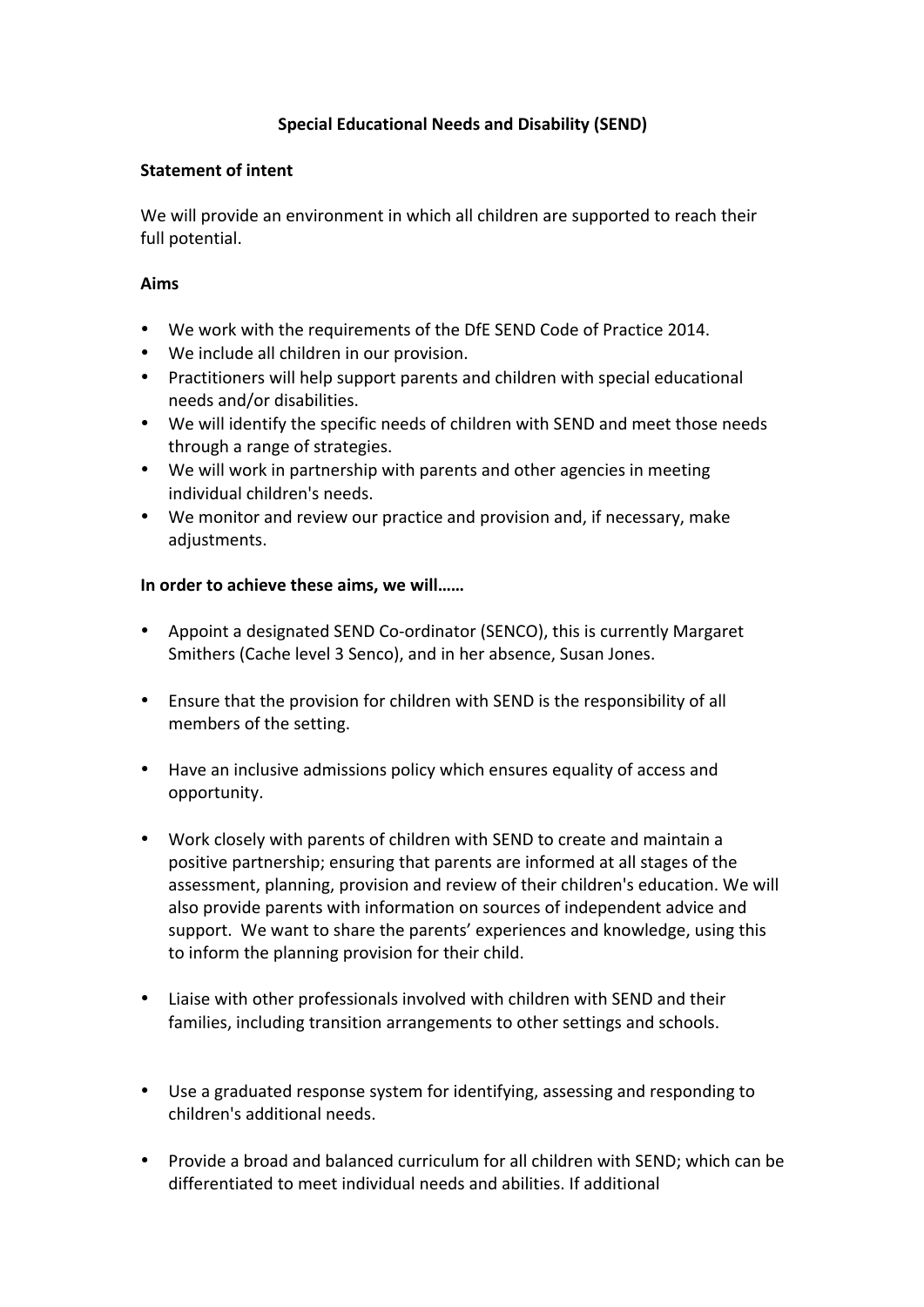# Special Educational Needs and Disability (SEND)

## Statement of intent

We will provide an environment in which all children are supported to reach their full potential.

## Aims

- We work with the requirements of the DfE SEND Code of Practice 2014.
- We include all children in our provision.
- Practitioners will help support parents and children with special educational needs and/or disabilities.
- We will identify the specific needs of children with SEND and meet those needs through a range of strategies.
- We will work in partnership with parents and other agencies in meeting individual children's needs.
- We monitor and review our practice and provision and, if necessary, make adjustments.

## In order to achieve these aims, we will……

- Appoint a designated SEND Co-ordinator (SENCO), this is currently Margaret Smithers (Cache level 3 Senco), and in her absence, Susan Jones.

- Ensure that the provision for children with SEND is the responsibility of all members of the setting.

- Have an inclusive admissions policy which ensures equality of access and opportunity.

- Work closely with parents of children with SEND to create and maintain a positive partnership; ensuring that parents are informed at all stages of the assessment, planning, provision and review of their children's education. We will also provide parents with information on sources of independent advice and support. We want to share the parents' experiences and knowledge, using this to inform the planning provision for their child.

- Liaise with other professionals involved with children with SEND and their families, including transition arrangements to other settings and schools.

- Use a graduated response system for identifying, assessing and responding to children's additional needs.

- Provide a broad and balanced curriculum for all children with SEND; which can be differentiated to meet individual needs and abilities. If additional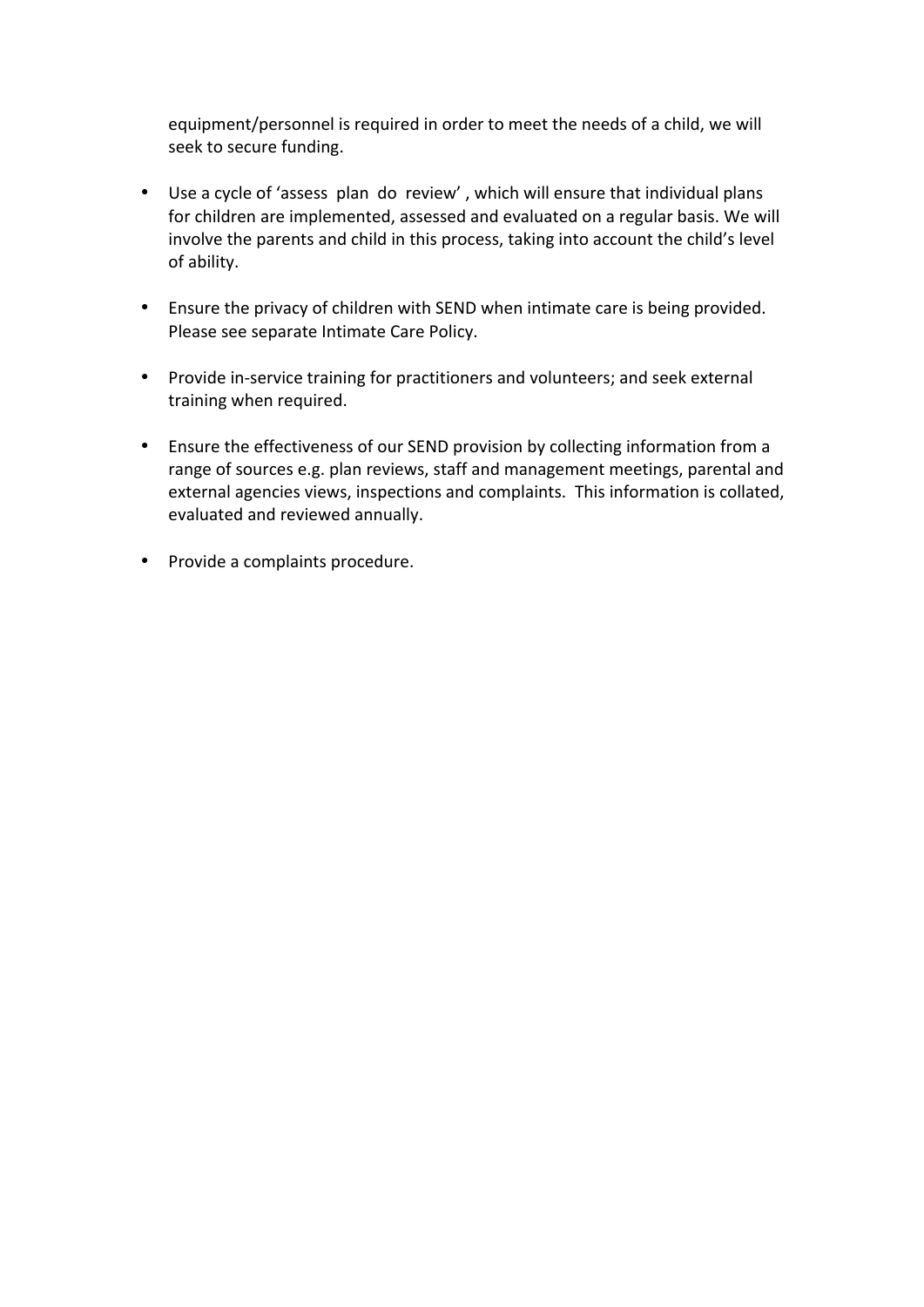equipment/personnel is required in order to meet the needs of a child, we will seek to secure funding.

- Use a cycle of 'assess plan do review' , which will ensure that individual plans for children are implemented, assessed and evaluated on a regular basis. We will involve the parents and child in this process, taking into account the child's level of ability.

- Ensure the privacy of children with SEND when intimate care is being provided. Please see separate Intimate Care Policy.

- Provide in-service training for practitioners and volunteers; and seek external training when required.

- Ensure the effectiveness of our SEND provision by collecting information from a range of sources e.g. plan reviews, staff and management meetings, parental and external agencies views, inspections and complaints. This information is collated, evaluated and reviewed annually.

- Provide a complaints procedure.